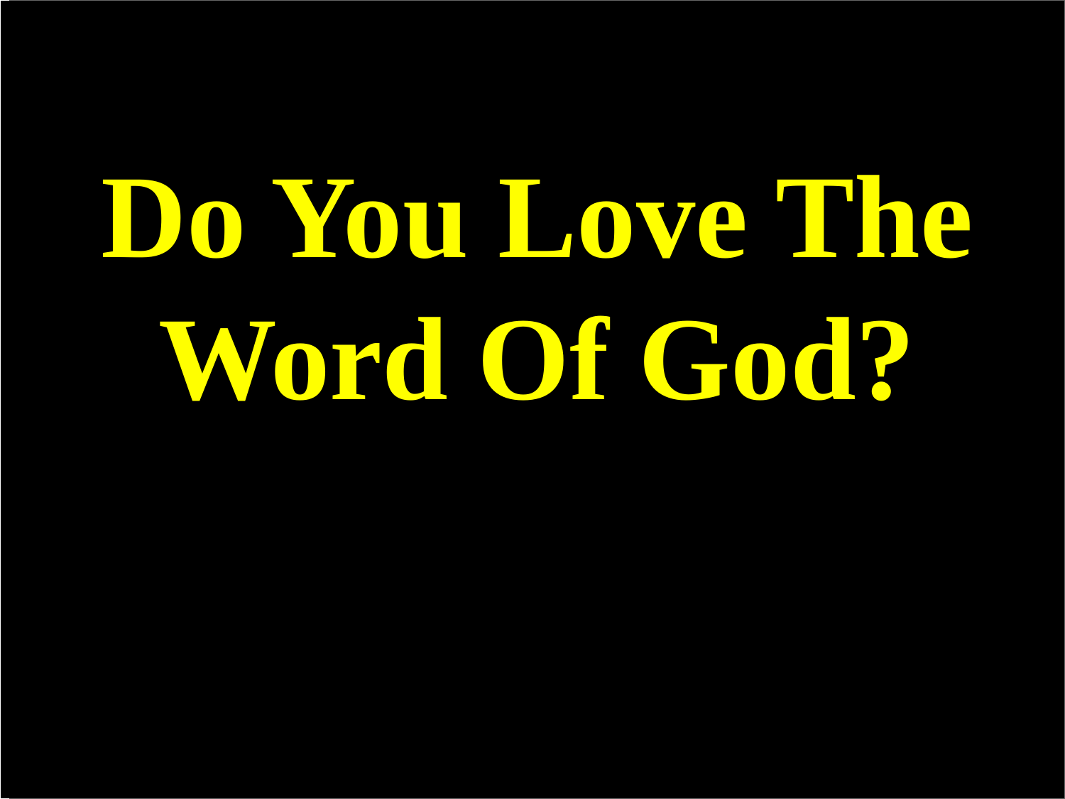# Do You Love The Word Of God?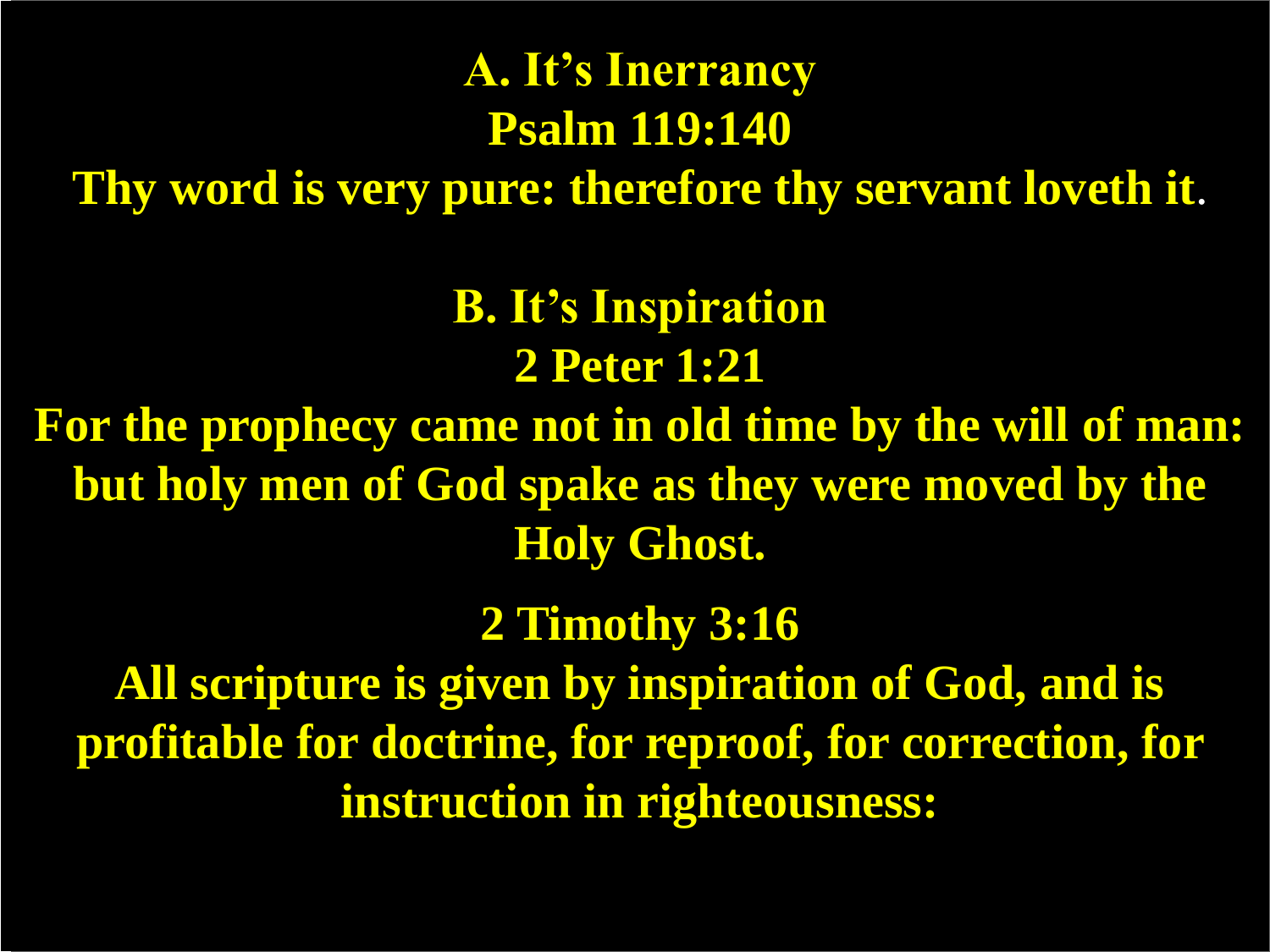## A. It's Inerrancy

### Psalm 119:140

**Thy word is very pure: therefore thy servant loveth it.**

## B. It's Inspiration

### 2 Peter 1:21

**For the prophecy came not in old time by the will of man: but holy men of God spake as they were moved by the Holy Ghost.**

### 2 Timothy 3:16

**All scripture is given by inspiration of God, and is profitable for doctrine, for reproof, for correction, for instruction in righteousness:**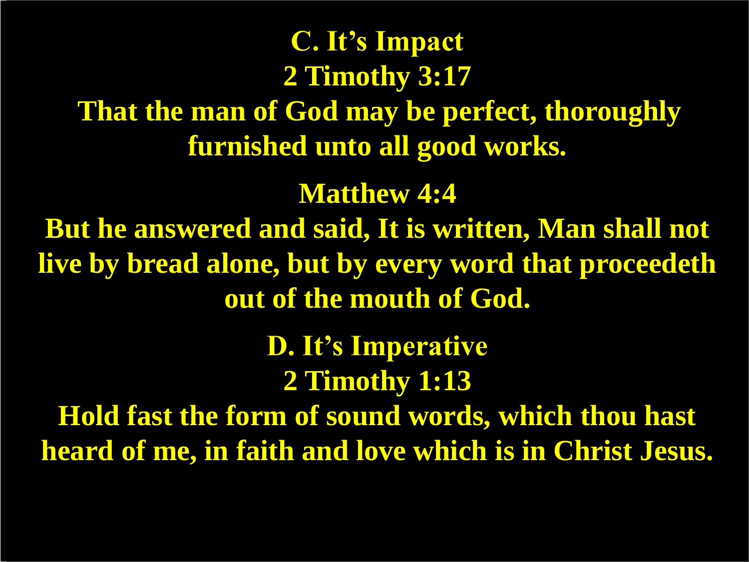## C. It's Impact

**2 Timothy 3:17**

**That the man of God may be perfect, thoroughly furnished unto all good works.**

**Matthew 4:4**

**But he answered and said, It is written, Man shall not live by bread alone, but by every word that proceedeth out of the mouth of God.**

## D. It's Imperative

**2 Timothy 1:13**

**Hold fast the form of sound words, which thou hast heard of me, in faith and love which is in Christ Jesus.**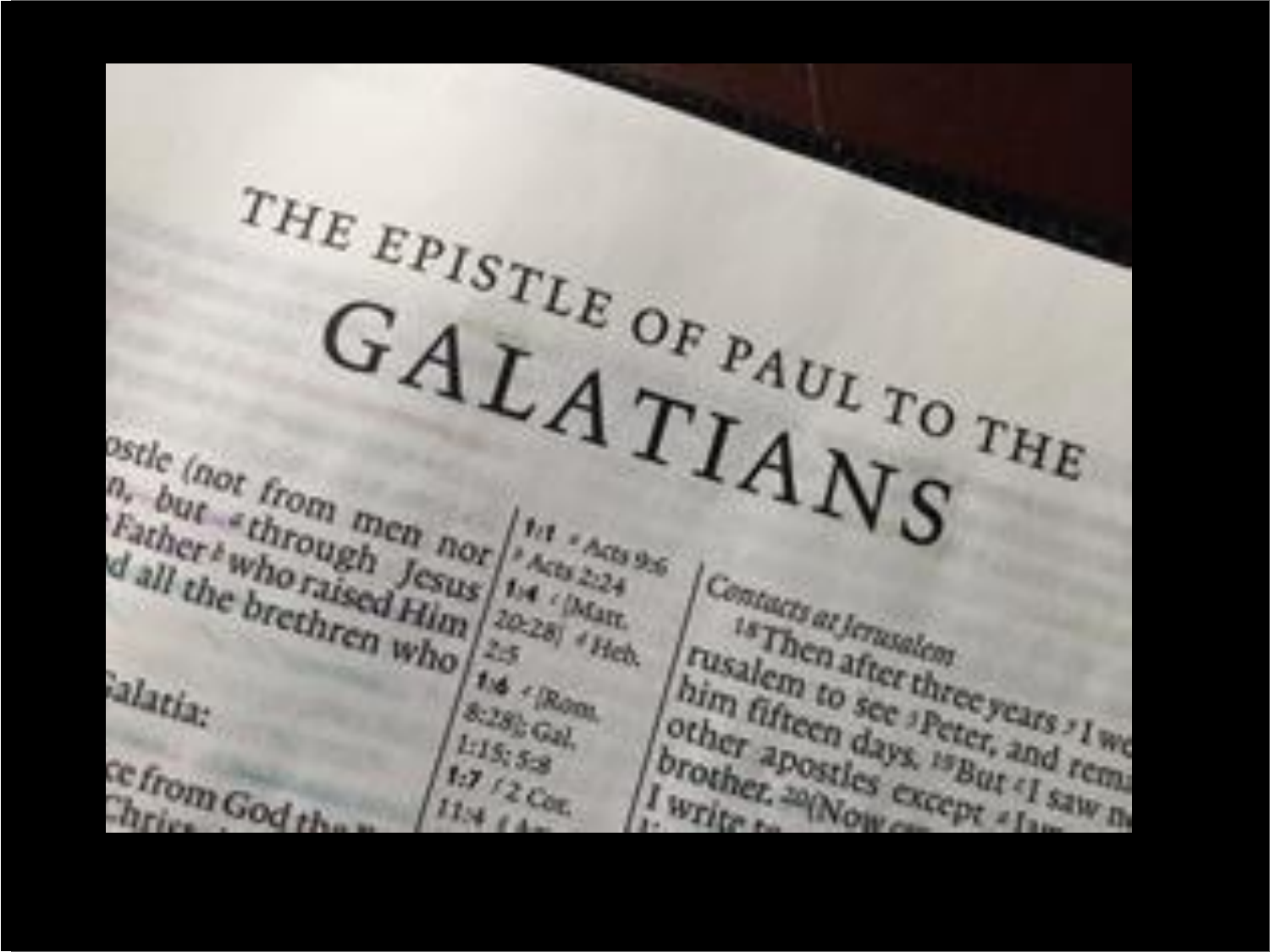# THE EPISTLE OF PAUL TO THE GALATIANS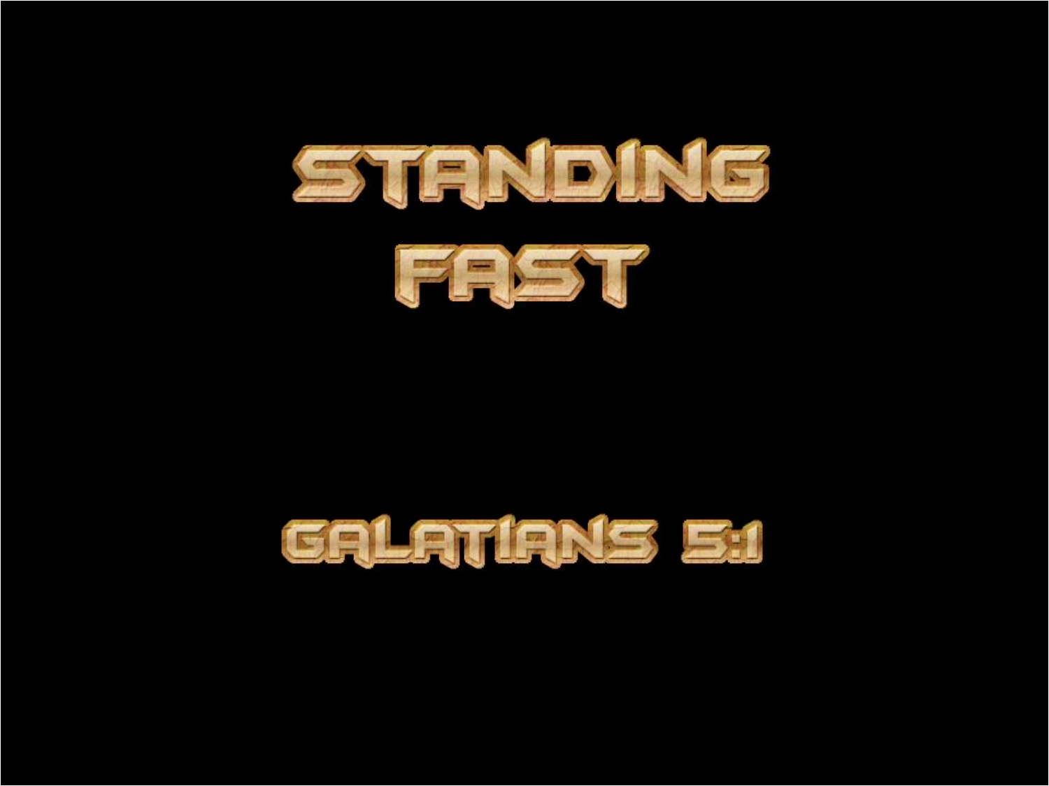# STANDING FAST

## GALATIANS 5:1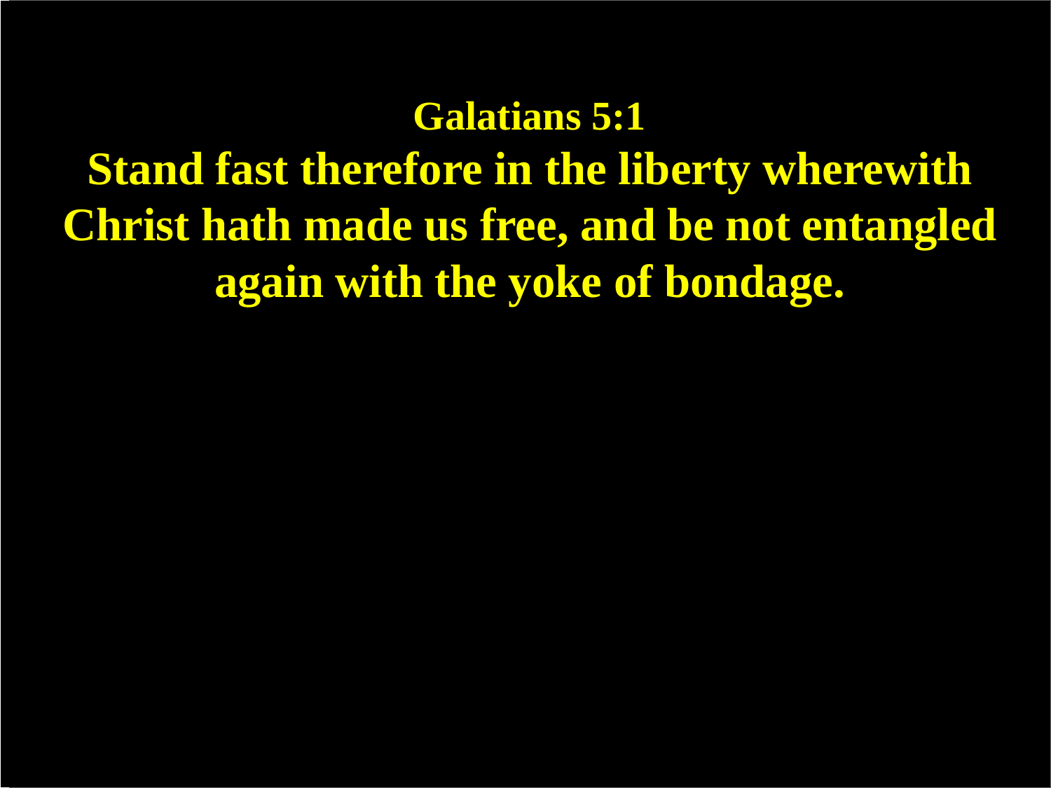**Galatians 5:1**

**Stand fast therefore in the liberty wherewith Christ hath made us free, and be not entangled again with the yoke of bondage.**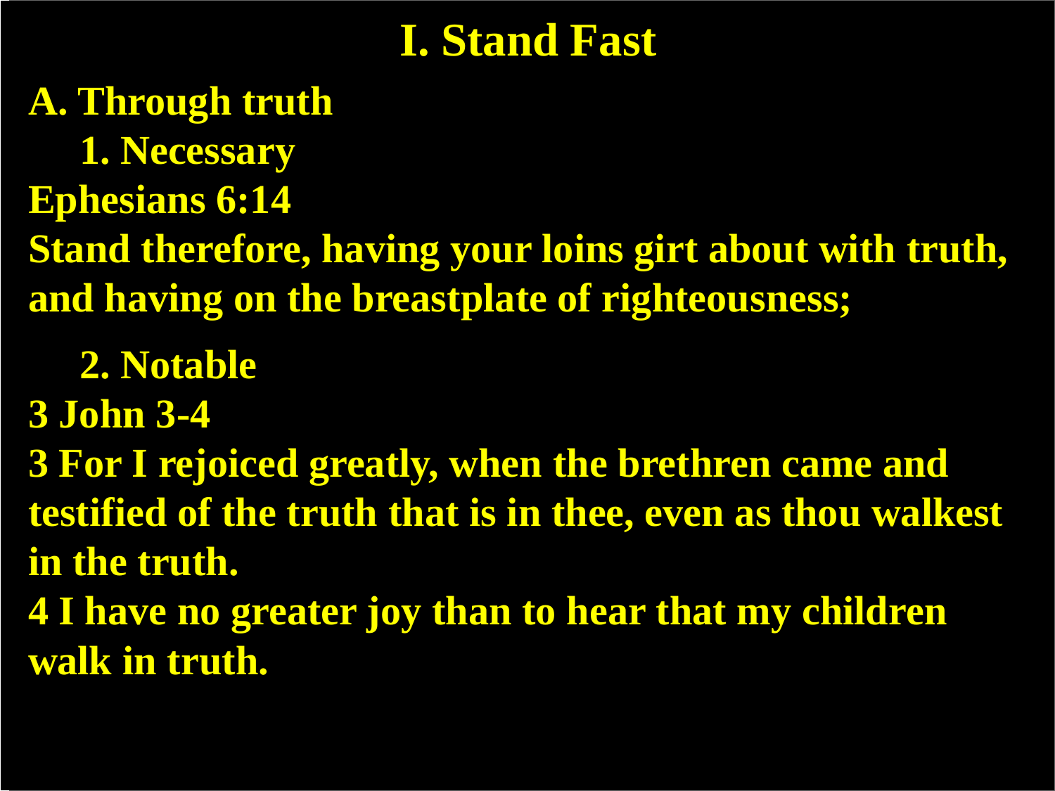# I. Stand Fast

**A. Through truth**

**1. Necessary**

**Ephesians 6:14**

**Stand therefore, having your loins girt about with truth, and having on the breastplate of righteousness;**

**2. Notable**

**3 John 3-4**

**3 For I rejoiced greatly, when the brethren came and testified of the truth that is in thee, even as thou walkest in the truth.**

**4 I have no greater joy than to hear that my children walk in truth.**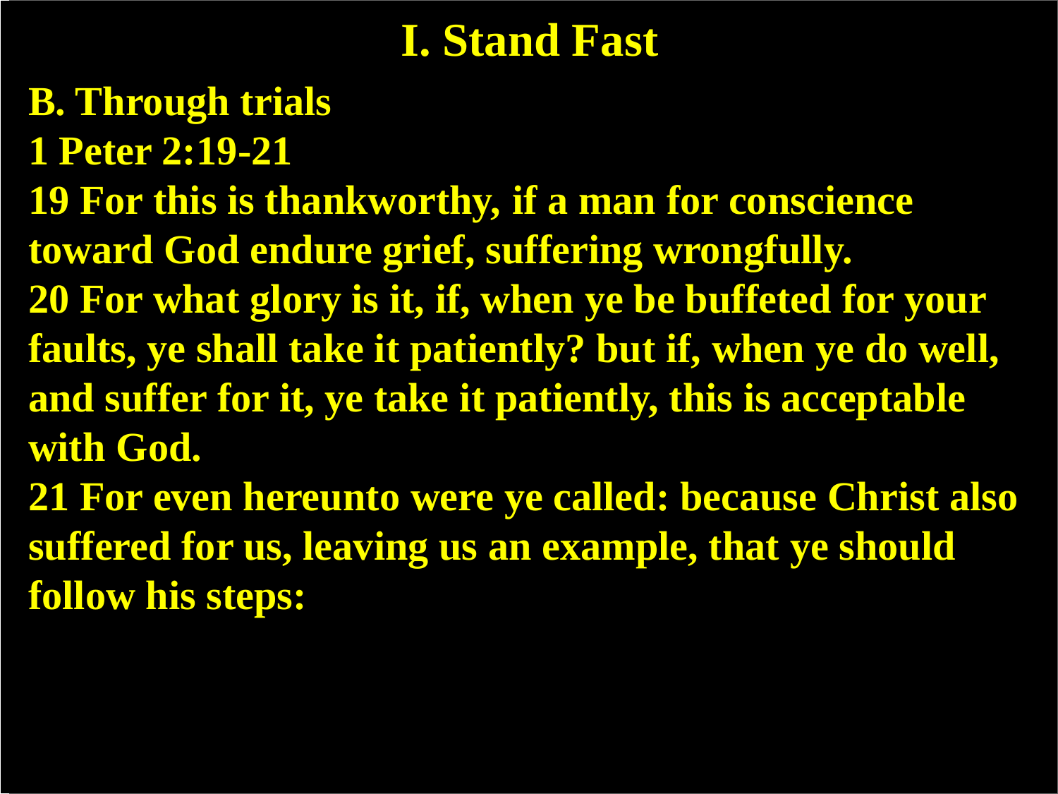# I. Stand Fast

**B. Through trials**

**1 Peter 2:19-21**

**19 For this is thankworthy, if a man for conscience toward God endure grief, suffering wrongfully.**

**20 For what glory is it, if, when ye be buffeted for your faults, ye shall take it patiently? but if, when ye do well, and suffer for it, ye take it patiently, this is acceptable with God.**

**21 For even hereunto were ye called: because Christ also suffered for us, leaving us an example, that ye should follow his steps:**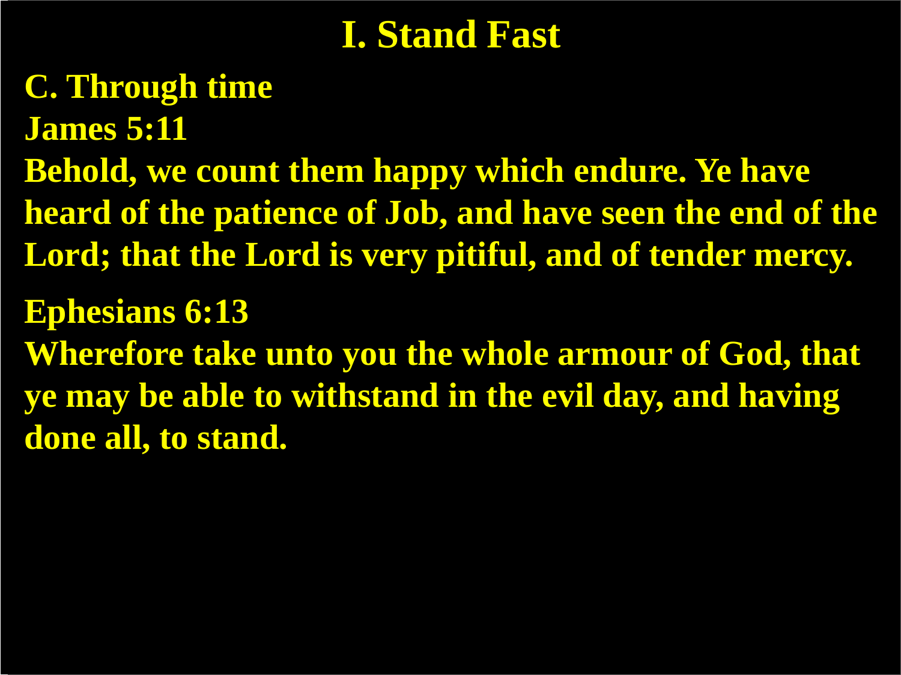# I. Stand Fast

**C. Through time**

**James 5:11**

**Behold, we count them happy which endure. Ye have heard of the patience of Job, and have seen the end of the Lord; that the Lord is very pitiful, and of tender mercy.**

**Ephesians 6:13**

**Wherefore take unto you the whole armour of God, that ye may be able to withstand in the evil day, and having done all, to stand.**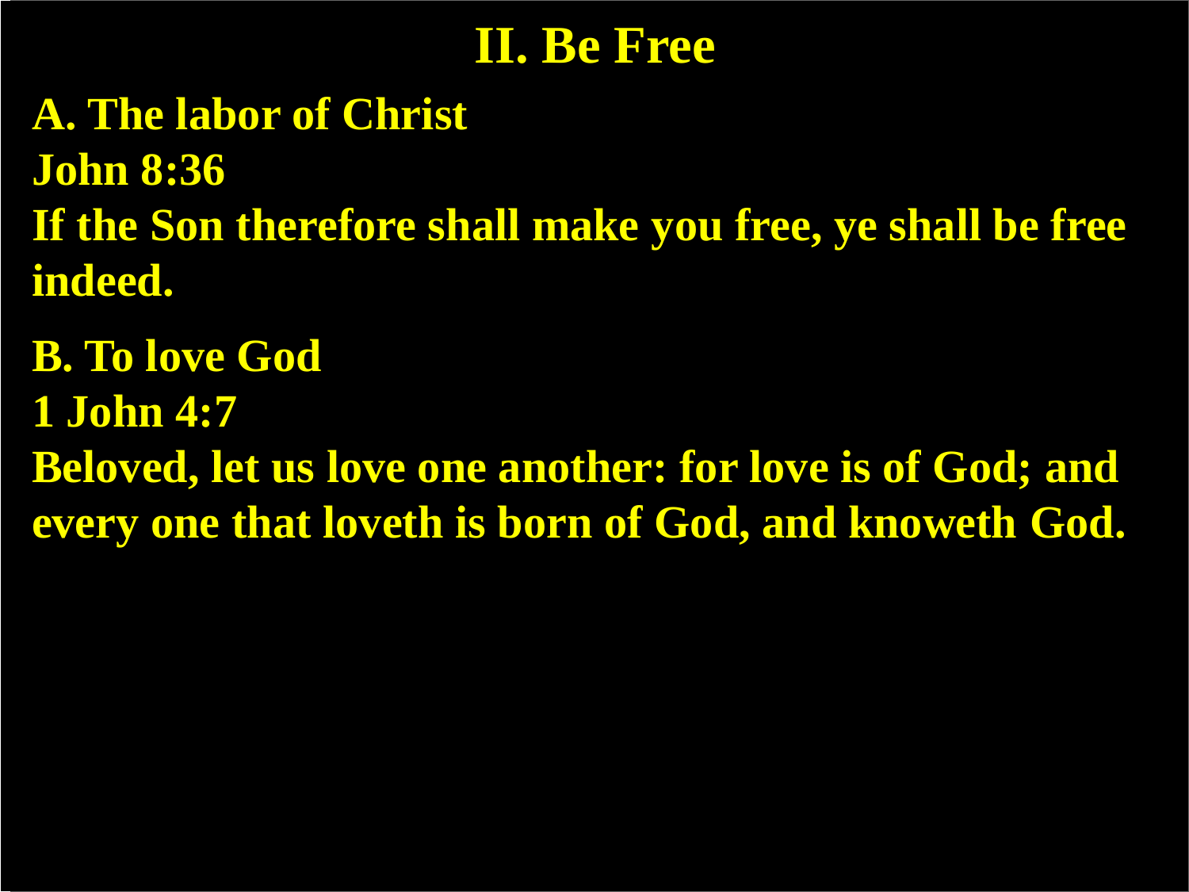# II. Be Free

**A. The labor of Christ**

**John 8:36**

**If the Son therefore shall make you free, ye shall be free indeed.**

**B. To love God**

**1 John 4:7**

**Beloved, let us love one another: for love is of God; and every one that loveth is born of God, and knoweth God.**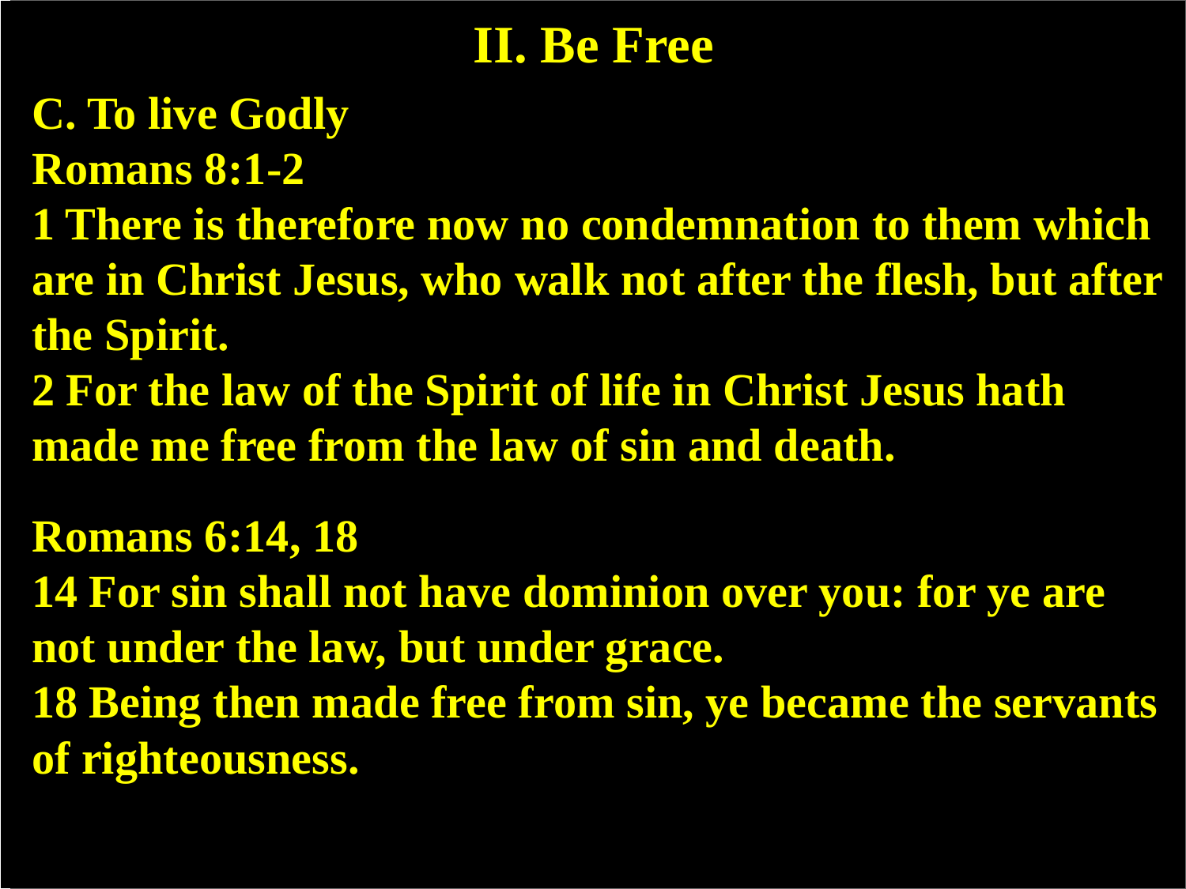# II. Be Free

**C. To live Godly**

**Romans 8:1-2**

**1 There is therefore now no condemnation to them which are in Christ Jesus, who walk not after the flesh, but after the Spirit.**

**2 For the law of the Spirit of life in Christ Jesus hath made me free from the law of sin and death.**

**Romans 6:14, 18**

**14 For sin shall not have dominion over you: for ye are not under the law, but under grace.**

**18 Being then made free from sin, ye became the servants of righteousness.**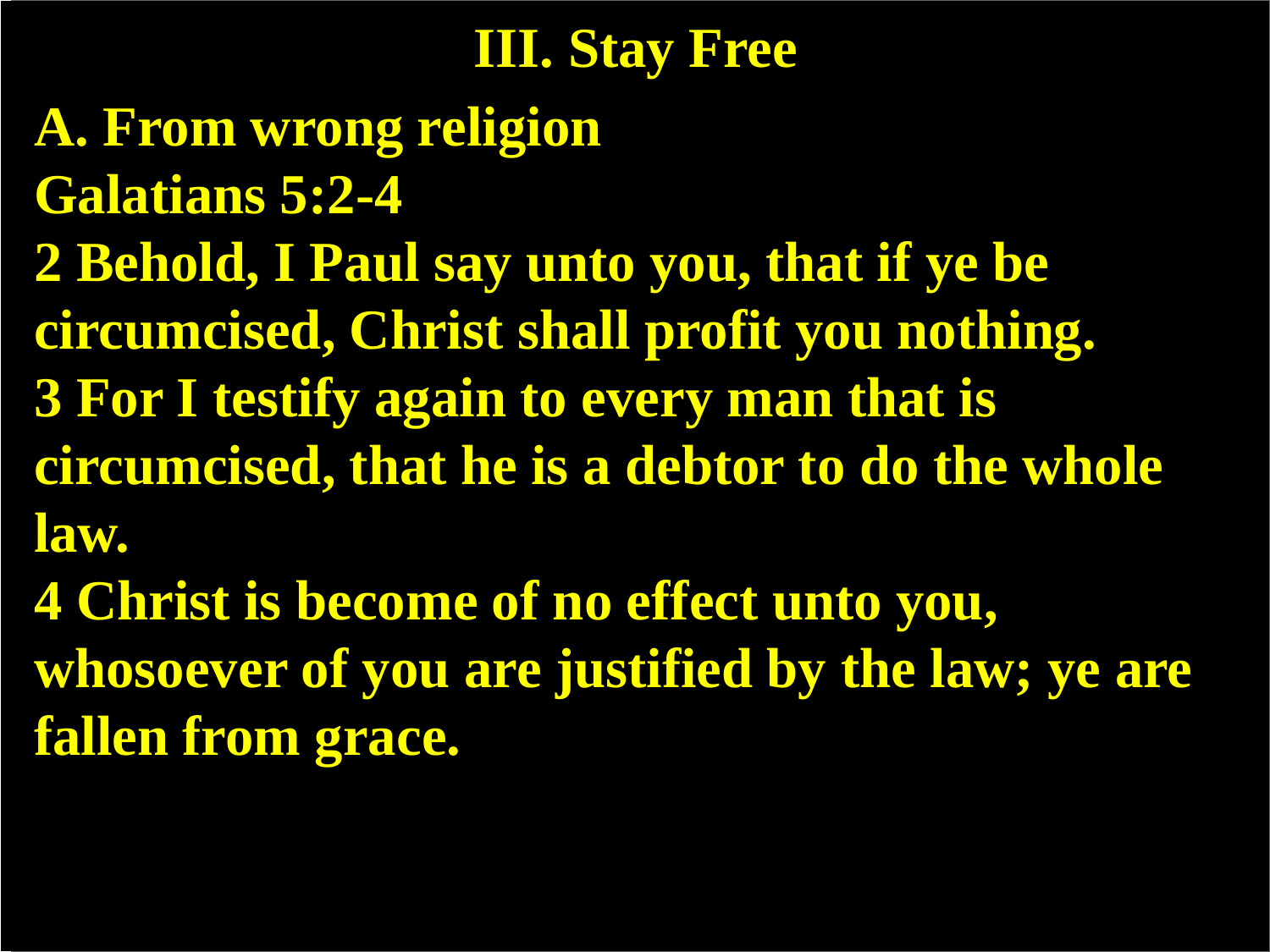# III. Stay Free

**A. From wrong religion**

**Galatians 5:2-4**

**2 Behold, I Paul say unto you, that if ye be circumcised, Christ shall profit you nothing.**

**3 For I testify again to every man that is circumcised, that he is a debtor to do the whole law.**

**4 Christ is become of no effect unto you, whosoever of you are justified by the law; ye are fallen from grace.**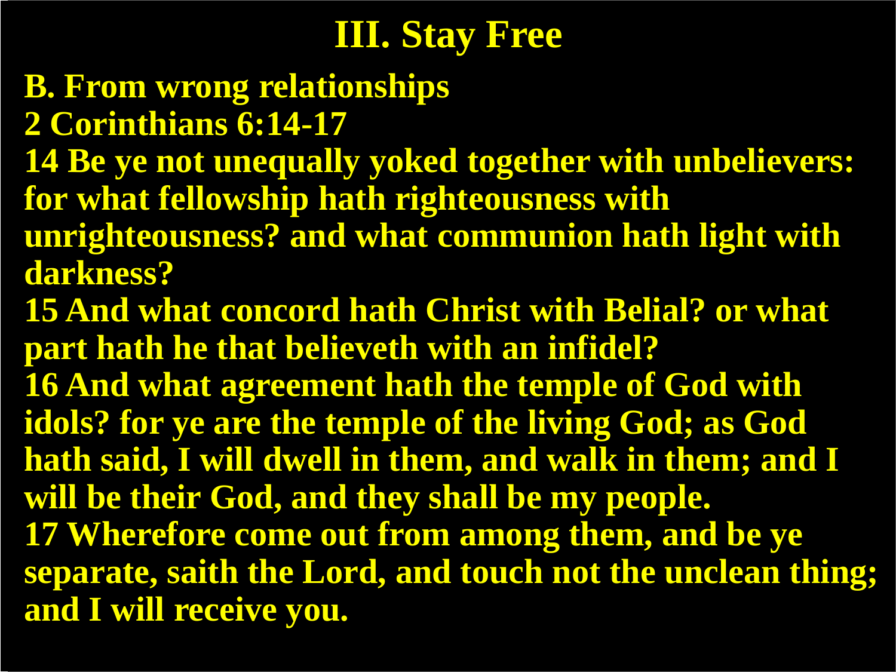# III. Stay Free

**B. From wrong relationships**

**2 Corinthians 6:14-17**

**14 Be ye not unequally yoked together with unbelievers: for what fellowship hath righteousness with unrighteousness? and what communion hath light with darkness?**

**15 And what concord hath Christ with Belial? or what part hath he that believeth with an infidel?**

**16 And what agreement hath the temple of God with idols? for ye are the temple of the living God; as God hath said, I will dwell in them, and walk in them; and I will be their God, and they shall be my people.**

**17 Wherefore come out from among them, and be ye separate, saith the Lord, and touch not the unclean thing; and I will receive you.**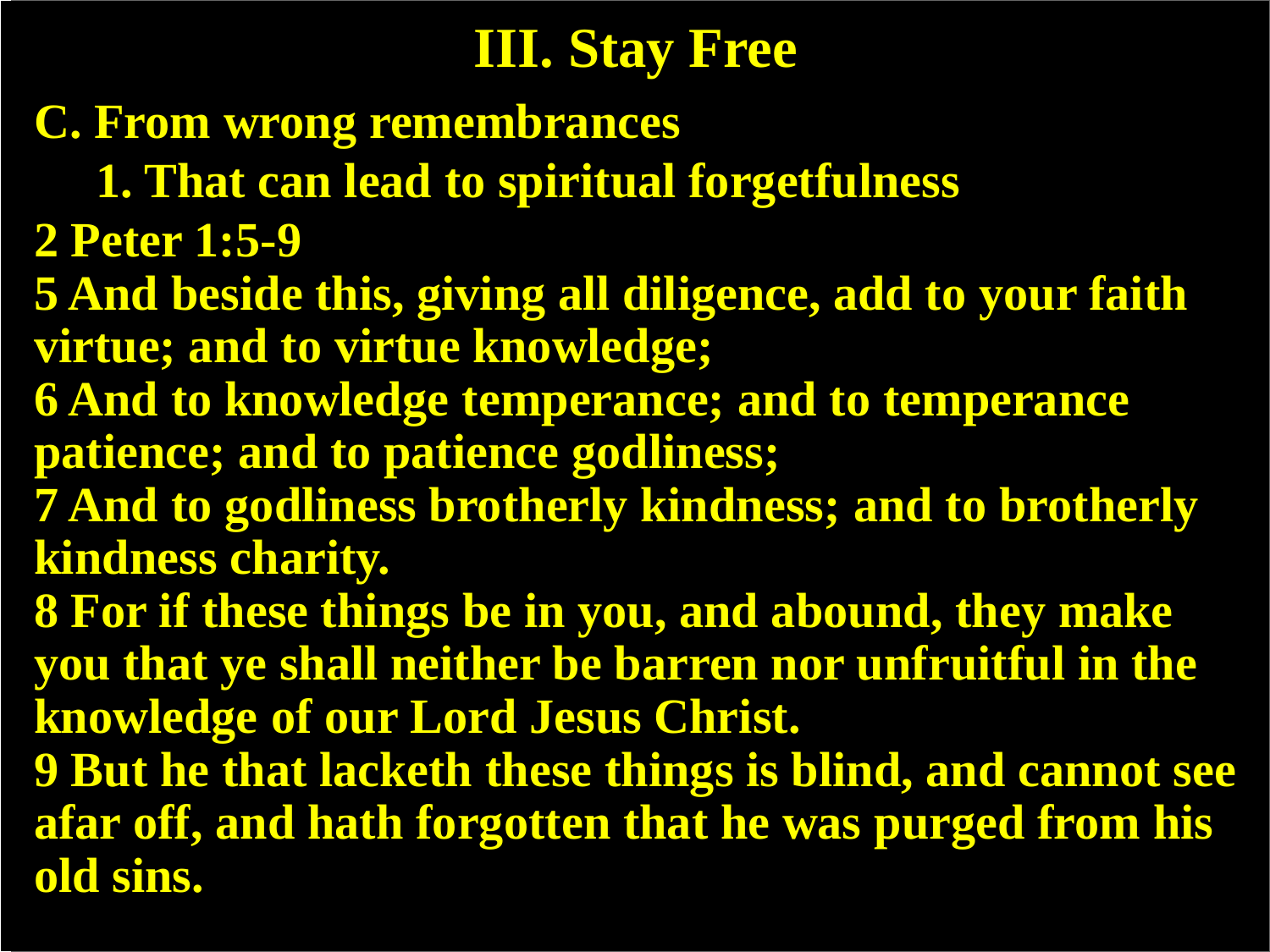# III. Stay Free

**C. From wrong remembrances**

**1. That can lead to spiritual forgetfulness**

**2 Peter 1:5-9**

**5 And beside this, giving all diligence, add to your faith virtue; and to virtue knowledge;**
**6 And to knowledge temperance; and to temperance patience; and to patience godliness;**
**7 And to godliness brotherly kindness; and to brotherly kindness charity.**
**8 For if these things be in you, and abound, they make you that ye shall neither be barren nor unfruitful in the knowledge of our Lord Jesus Christ.**
**9 But he that lacketh these things is blind, and cannot see afar off, and hath forgotten that he was purged from his old sins.**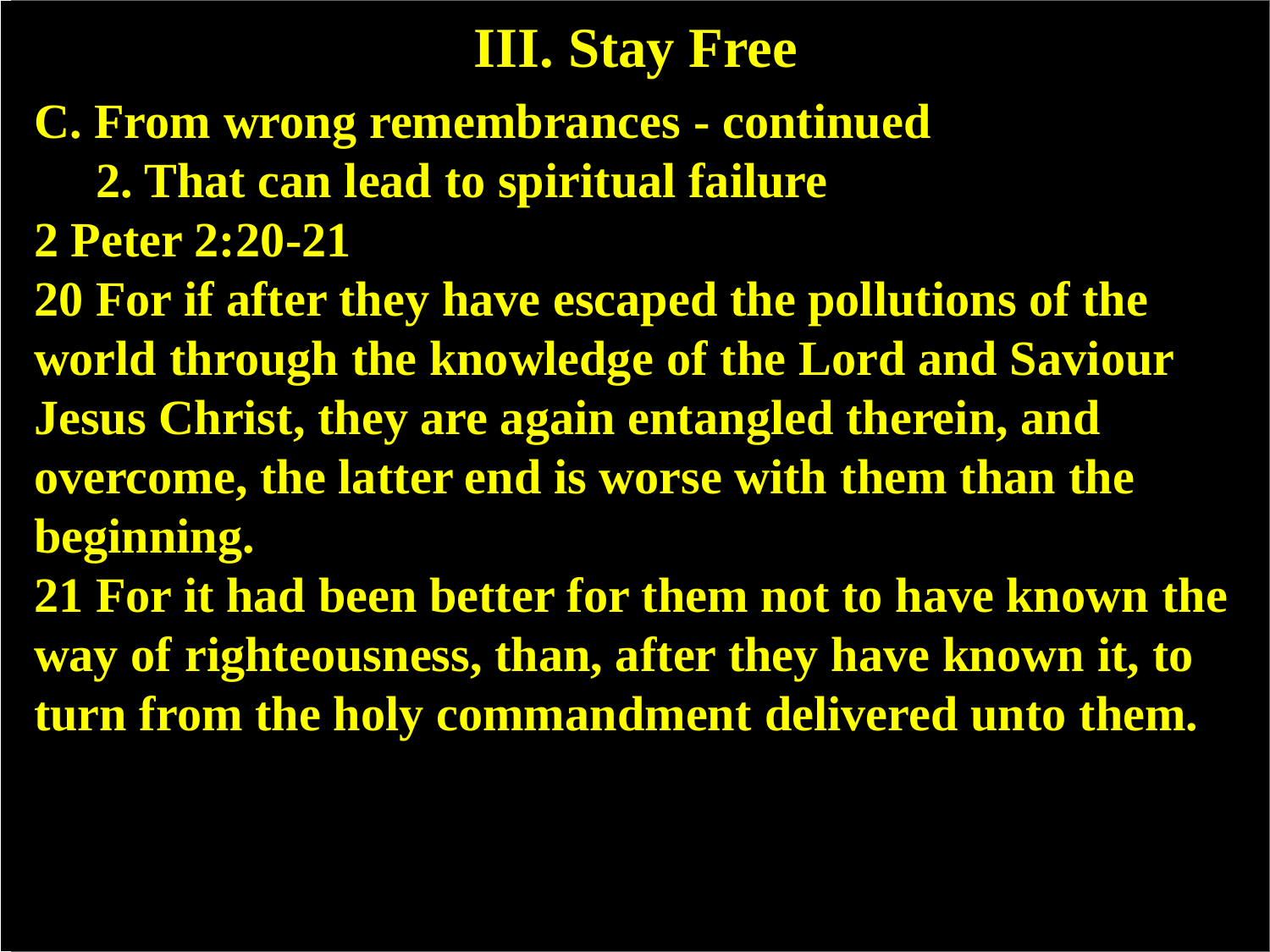# III. Stay Free

**C. From wrong remembrances - continued**

**2. That can lead to spiritual failure**

**2 Peter 2:20-21**

**20 For if after they have escaped the pollutions of the world through the knowledge of the Lord and Saviour Jesus Christ, they are again entangled therein, and overcome, the latter end is worse with them than the beginning.**

**21 For it had been better for them not to have known the way of righteousness, than, after they have known it, to turn from the holy commandment delivered unto them.**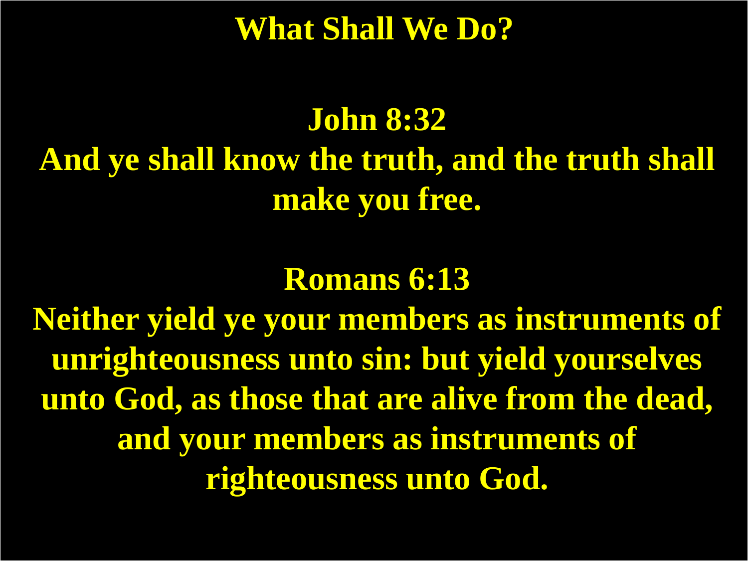# What Shall We Do?

**John 8:32**

**And ye shall know the truth, and the truth shall make you free.**

**Romans 6:13**

**Neither yield ye your members as instruments of unrighteousness unto sin: but yield yourselves unto God, as those that are alive from the dead, and your members as instruments of righteousness unto God.**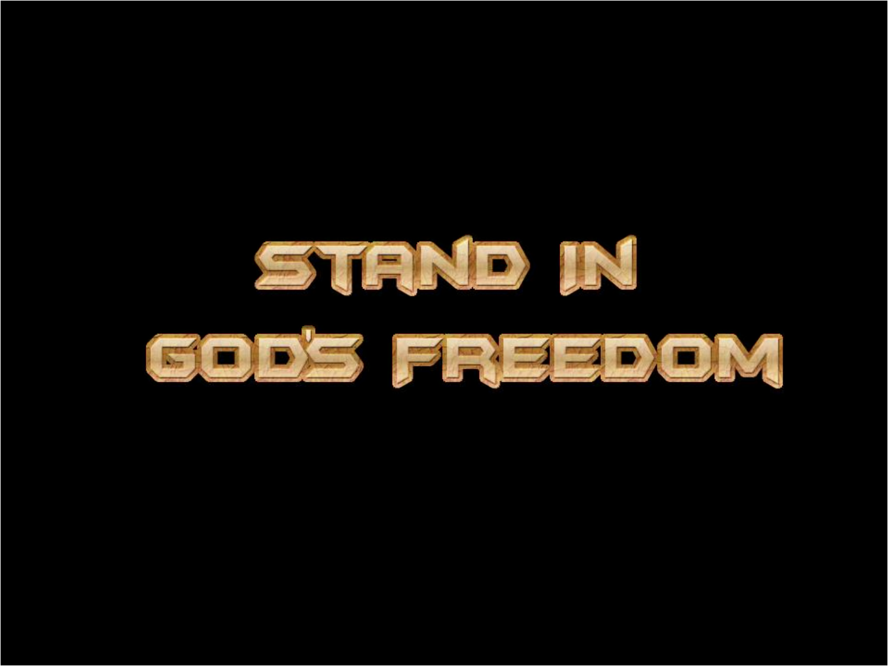# STAND IN GOD'S FREEDOM